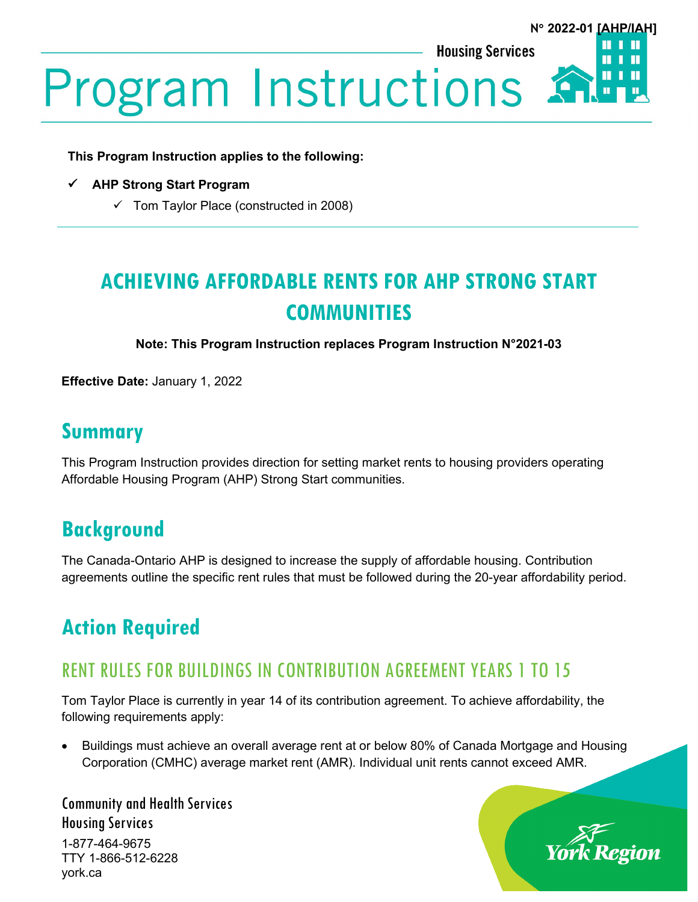N° 2022-01 [AHP/IAH]

Housing Services

# Program Instructions

**This Program Instruction applies to the following:**

- ✓ **AHP Strong Start Program**
  - ✓ Tom Taylor Place (constructed in 2008)

---

## ACHIEVING AFFORDABLE RENTS FOR AHP STRONG START COMMUNITIES

**Note: This Program Instruction replaces Program Instruction N°2021-03**

**Effective Date:** January 1, 2022

## Summary

This Program Instruction provides direction for setting market rents to housing providers operating Affordable Housing Program (AHP) Strong Start communities.

## Background

The Canada-Ontario AHP is designed to increase the supply of affordable housing. Contribution agreements outline the specific rent rules that must be followed during the 20-year affordability period.

## Action Required

### RENT RULES FOR BUILDINGS IN CONTRIBUTION AGREEMENT YEARS 1 TO 15

Tom Taylor Place is currently in year 14 of its contribution agreement. To achieve affordability, the following requirements apply:

- Buildings must achieve an overall average rent at or below 80% of Canada Mortgage and Housing Corporation (CMHC) average market rent (AMR). Individual unit rents cannot exceed AMR.

Community and Health Services
Housing Services
1-877-464-9675
TTY 1-866-512-6228
york.ca

York Region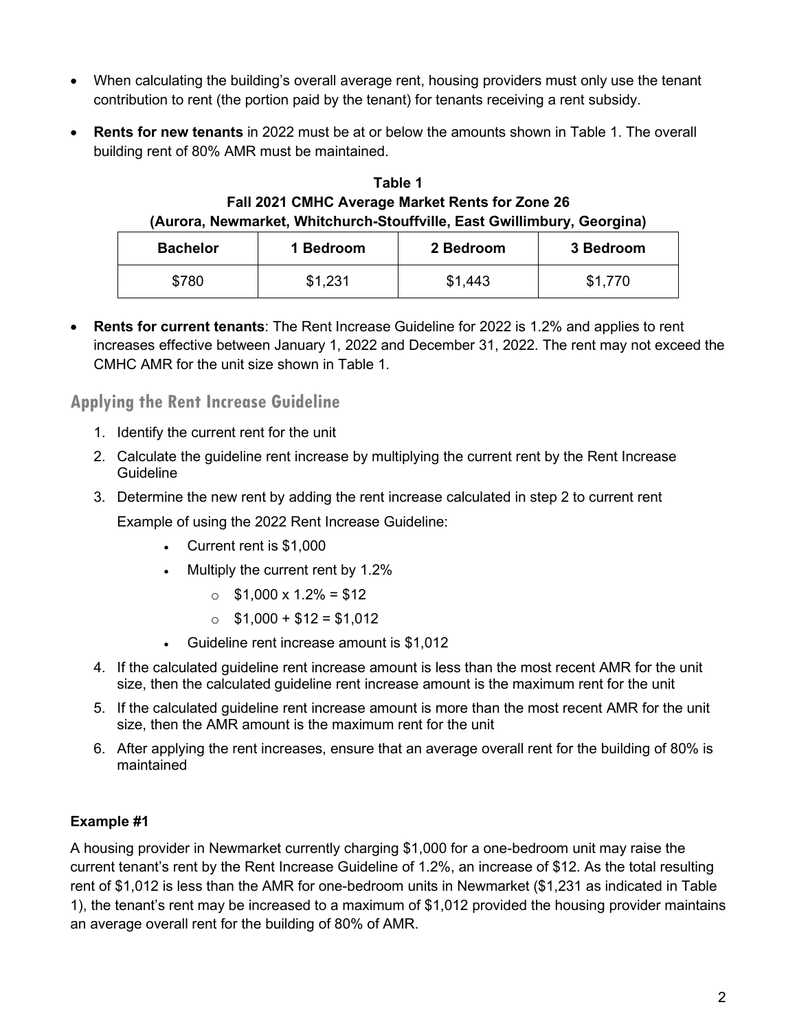- When calculating the building's overall average rent, housing providers must only use the tenant contribution to rent (the portion paid by the tenant) for tenants receiving a rent subsidy.
- **Rents for new tenants** in 2022 must be at or below the amounts shown in Table 1. The overall building rent of 80% AMR must be maintained.

**Table 1**
**Fall 2021 CMHC Average Market Rents for Zone 26**
**(Aurora, Newmarket, Whitchurch-Stouffville, East Gwillimbury, Georgina)**

| Bachelor | 1 Bedroom | 2 Bedroom | 3 Bedroom |
|---|---|---|---|
| $780 | $1,231 | $1,443 | $1,770 |

- **Rents for current tenants**: The Rent Increase Guideline for 2022 is 1.2% and applies to rent increases effective between January 1, 2022 and December 31, 2022. The rent may not exceed the CMHC AMR for the unit size shown in Table 1.

## Applying the Rent Increase Guideline

1. Identify the current rent for the unit
2. Calculate the guideline rent increase by multiplying the current rent by the Rent Increase Guideline
3. Determine the new rent by adding the rent increase calculated in step 2 to current rent

   Example of using the 2022 Rent Increase Guideline:

   - Current rent is $1,000
   - Multiply the current rent by 1.2%
     - $1,000 x 1.2% = $12
     - $1,000 + $12 = $1,012
   - Guideline rent increase amount is $1,012

4. If the calculated guideline rent increase amount is less than the most recent AMR for the unit size, then the calculated guideline rent increase amount is the maximum rent for the unit
5. If the calculated guideline rent increase amount is more than the most recent AMR for the unit size, then the AMR amount is the maximum rent for the unit
6. After applying the rent increases, ensure that an average overall rent for the building of 80% is maintained

**Example #1**

A housing provider in Newmarket currently charging $1,000 for a one-bedroom unit may raise the current tenant's rent by the Rent Increase Guideline of 1.2%, an increase of $12. As the total resulting rent of $1,012 is less than the AMR for one-bedroom units in Newmarket ($1,231 as indicated in Table 1), the tenant's rent may be increased to a maximum of $1,012 provided the housing provider maintains an average overall rent for the building of 80% of AMR.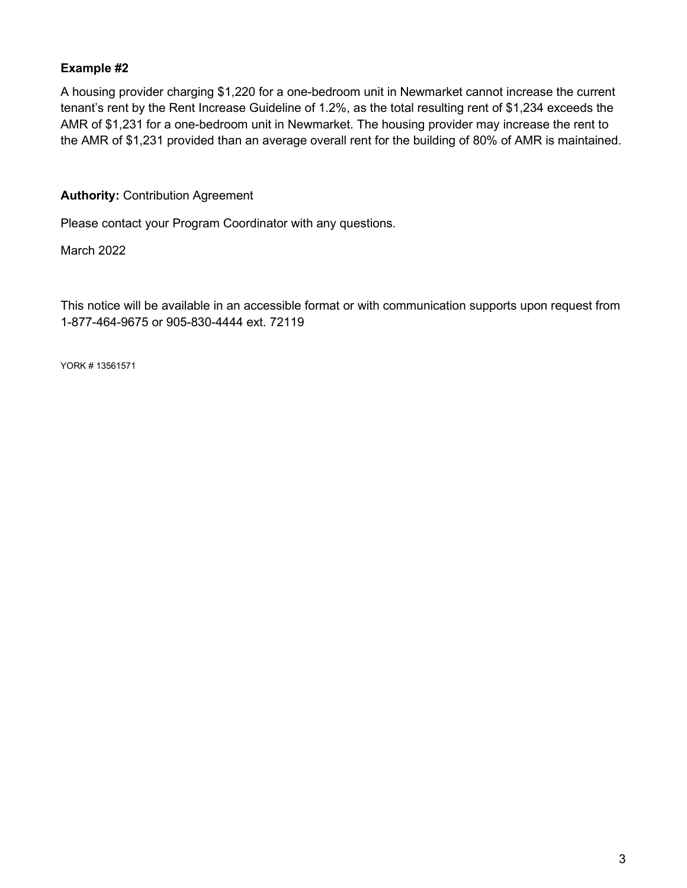**Example #2**

A housing provider charging $1,220 for a one-bedroom unit in Newmarket cannot increase the current tenant's rent by the Rent Increase Guideline of 1.2%, as the total resulting rent of $1,234 exceeds the AMR of $1,231 for a one-bedroom unit in Newmarket. The housing provider may increase the rent to the AMR of $1,231 provided than an average overall rent for the building of 80% of AMR is maintained.

**Authority:** Contribution Agreement

Please contact your Program Coordinator with any questions.

March 2022

This notice will be available in an accessible format or with communication supports upon request from 1-877-464-9675 or 905-830-4444 ext. 72119

YORK # 13561571